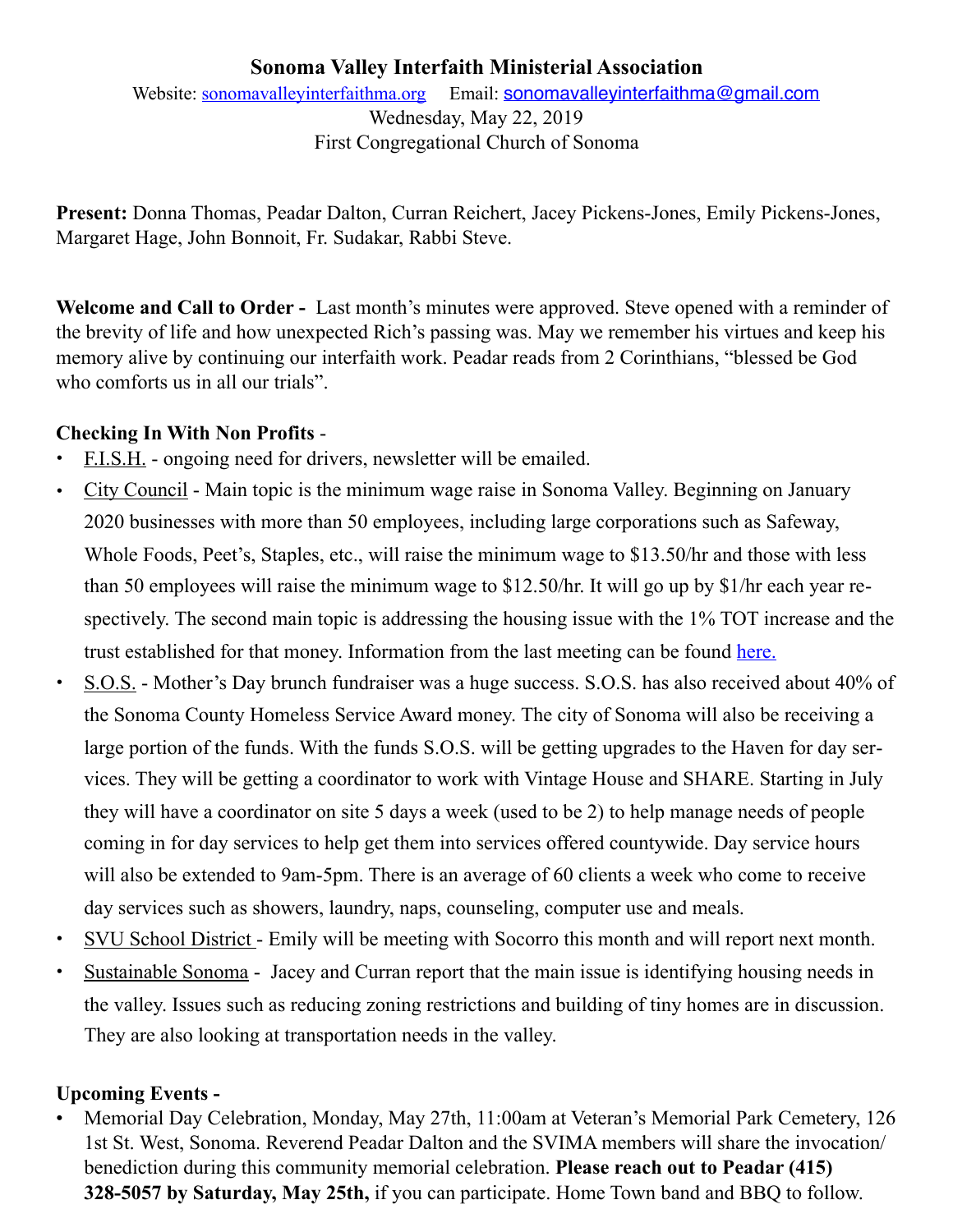# Sonoma Valley Interfaith Ministerial Association

Website: [sonomavalleyinterfaithma.org](sonomavalleyinterfaithma.org) Email: [sonomavalleyinterfaithma@gmail.com](mailto:sonomavalleyinterfaithma@gmail.com)

Wednesday, May 22, 2019

First Congregational Church of Sonoma

**Present:** Donna Thomas, Peadar Dalton, Curran Reichert, Jacey Pickens-Jones, Emily Pickens-Jones, Margaret Hage, John Bonnoit, Fr. Sudakar, Rabbi Steve.

**Welcome and Call to Order -** Last month's minutes were approved. Steve opened with a reminder of the brevity of life and how unexpected Rich's passing was. May we remember his virtues and keep his memory alive by continuing our interfaith work. Peadar reads from 2 Corinthians, "blessed be God who comforts us in all our trials".

**Checking In With Non Profits -**

- F.I.S.H. - ongoing need for drivers, newsletter will be emailed.
- City Council - Main topic is the minimum wage raise in Sonoma Valley. Beginning on January 2020 businesses with more than 50 employees, including large corporations such as Safeway, Whole Foods, Peet's, Staples, etc., will raise the minimum wage to $13.50/hr and those with less than 50 employees will raise the minimum wage to $12.50/hr. It will go up by $1/hr each year respectively. The second main topic is addressing the housing issue with the 1% TOT increase and the trust established for that money. Information from the last meeting can be found here.
- S.O.S. - Mother's Day brunch fundraiser was a huge success. S.O.S. has also received about 40% of the Sonoma County Homeless Service Award money. The city of Sonoma will also be receiving a large portion of the funds. With the funds S.O.S. will be getting upgrades to the Haven for day services. They will be getting a coordinator to work with Vintage House and SHARE. Starting in July they will have a coordinator on site 5 days a week (used to be 2) to help manage needs of people coming in for day services to help get them into services offered countywide. Day service hours will also be extended to 9am-5pm. There is an average of 60 clients a week who come to receive day services such as showers, laundry, naps, counseling, computer use and meals.
- SVU School District - Emily will be meeting with Socorro this month and will report next month.
- Sustainable Sonoma - Jacey and Curran report that the main issue is identifying housing needs in the valley. Issues such as reducing zoning restrictions and building of tiny homes are in discussion. They are also looking at transportation needs in the valley.

**Upcoming Events -**

- Memorial Day Celebration, Monday, May 27th, 11:00am at Veteran's Memorial Park Cemetery, 126 1st St. West, Sonoma. Reverend Peadar Dalton and the SVIMA members will share the invocation/benediction during this community memorial celebration. **Please reach out to Peadar (415) 328-5057 by Saturday, May 25th,** if you can participate. Home Town band and BBQ to follow.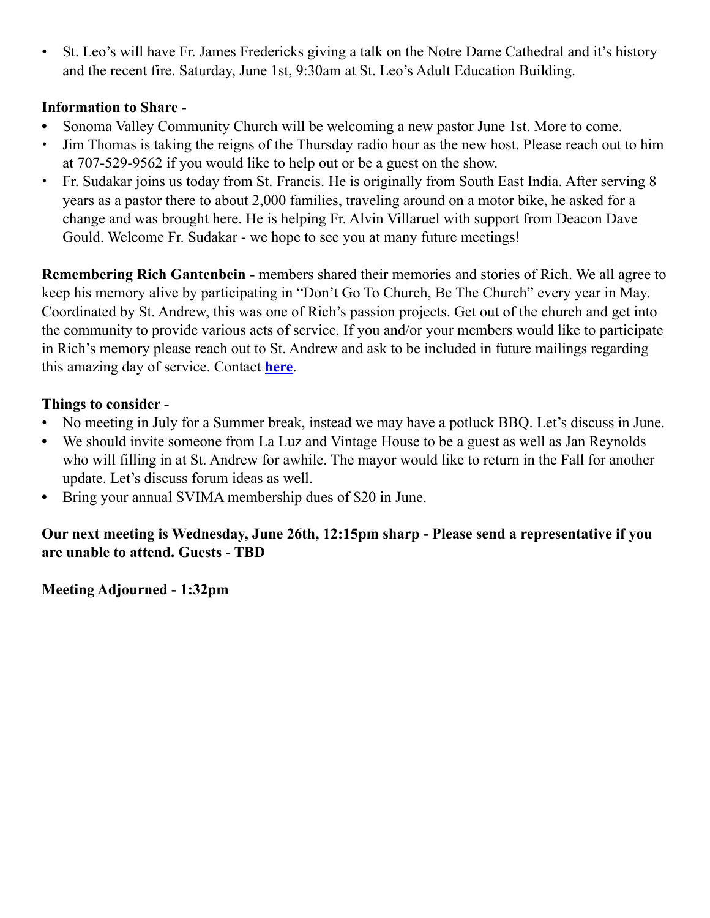- St. Leo's will have Fr. James Fredericks giving a talk on the Notre Dame Cathedral and it's history and the recent fire. Saturday, June 1st, 9:30am at St. Leo's Adult Education Building.

**Information to Share** -

- Sonoma Valley Community Church will be welcoming a new pastor June 1st. More to come.
- Jim Thomas is taking the reigns of the Thursday radio hour as the new host. Please reach out to him at 707-529-9562 if you would like to help out or be a guest on the show.
- Fr. Sudakar joins us today from St. Francis. He is originally from South East India. After serving 8 years as a pastor there to about 2,000 families, traveling around on a motor bike, he asked for a change and was brought here. He is helping Fr. Alvin Villaruel with support from Deacon Dave Gould. Welcome Fr. Sudakar - we hope to see you at many future meetings!

**Remembering Rich Gantenbein -** members shared their memories and stories of Rich. We all agree to keep his memory alive by participating in "Don't Go To Church, Be The Church" every year in May. Coordinated by St. Andrew, this was one of Rich's passion projects. Get out of the church and get into the community to provide various acts of service. If you and/or your members would like to participate in Rich's memory please reach out to St. Andrew and ask to be included in future mailings regarding this amazing day of service. Contact **here**.

**Things to consider -**

- No meeting in July for a Summer break, instead we may have a potluck BBQ. Let's discuss in June.
- We should invite someone from La Luz and Vintage House to be a guest as well as Jan Reynolds who will filling in at St. Andrew for awhile. The mayor would like to return in the Fall for another update. Let's discuss forum ideas as well.
- Bring your annual SVIMA membership dues of $20 in June.

**Our next meeting is Wednesday, June 26th, 12:15pm sharp - Please send a representative if you are unable to attend. Guests - TBD**

**Meeting Adjourned - 1:32pm**